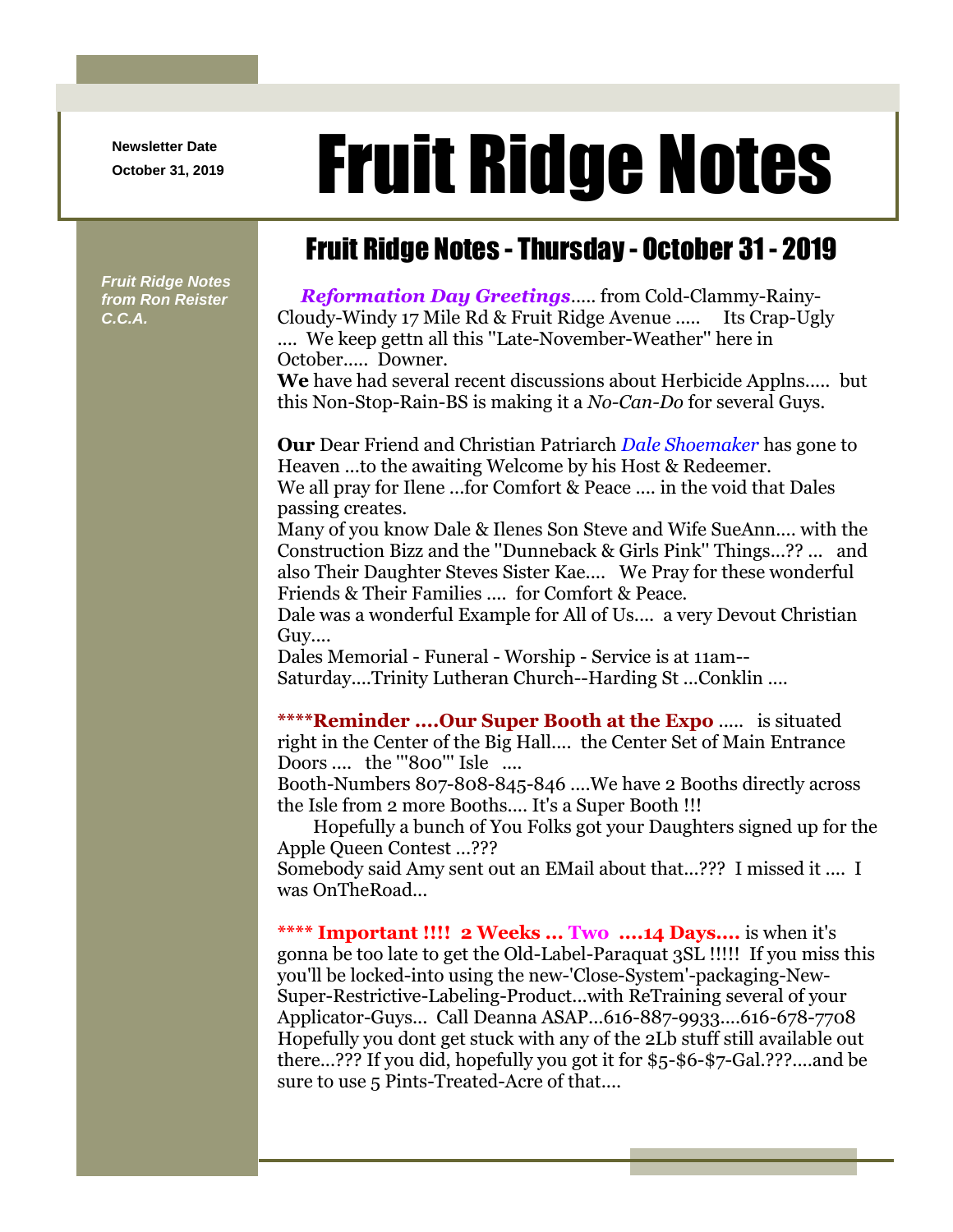Newsletter Date
October 31, 2019

# Fruit Ridge Notes

*Fruit Ridge Notes from Ron Reister C.C.A.*

## Fruit Ridge Notes - Thursday - October 31 - 2019

***Reformation Day Greetings***..... from Cold-Clammy-Rainy-Cloudy-Windy 17 Mile Rd & Fruit Ridge Avenue ..... Its Crap-Ugly .... We keep gettn all this "Late-November-Weather" here in October..... Downer.

**We** have had several recent discussions about Herbicide Applns..... but this Non-Stop-Rain-BS is making it a *No-Can-Do* for several Guys.

**Our** Dear Friend and Christian Patriarch *Dale Shoemaker* has gone to Heaven ...to the awaiting Welcome by his Host & Redeemer.
We all pray for Ilene ...for Comfort & Peace .... in the void that Dales passing creates.
Many of you know Dale & Ilenes Son Steve and Wife SueAnn.... with the Construction Bizz and the "Dunneback & Girls Pink" Things...?? ... and also Their Daughter Steves Sister Kae.... We Pray for these wonderful Friends & Their Families .... for Comfort & Peace.
Dale was a wonderful Example for All of Us.... a very Devout Christian Guy....
Dales Memorial - Funeral - Worship - Service is at 11am--Saturday....Trinity Lutheran Church--Harding St ...Conklin ....

**\*\*\*\*Reminder ....Our Super Booth at the Expo** ..... is situated right in the Center of the Big Hall.... the Center Set of Main Entrance Doors .... the '"800"' Isle ....
Booth-Numbers 807-808-845-846 ....We have 2 Booths directly across the Isle from 2 more Booths.... It's a Super Booth !!!
Hopefully a bunch of You Folks got your Daughters signed up for the Apple Queen Contest ...???
Somebody said Amy sent out an EMail about that...??? I missed it .... I was OnTheRoad...

**\*\*\*\* Important !!!! 2 Weeks ... Two ....14 Days....** is when it's gonna be too late to get the Old-Label-Paraquat 3SL !!!!! If you miss this you'll be locked-into using the new-'Close-System'-packaging-New-Super-Restrictive-Labeling-Product...with ReTraining several of your Applicator-Guys... Call Deanna ASAP...616-887-9933....616-678-7708
Hopefully you dont get stuck with any of the 2Lb stuff still available out there...??? If you did, hopefully you got it for $5-$6-$7-Gal.???....and be sure to use 5 Pints-Treated-Acre of that....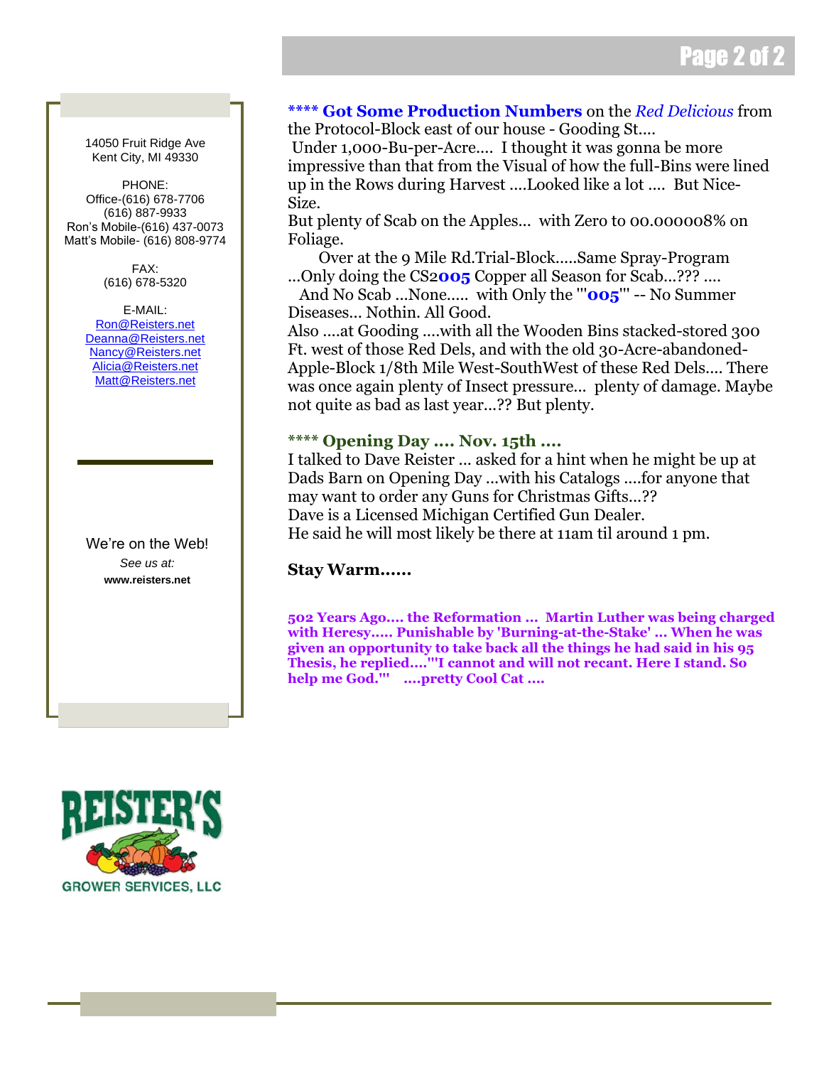14050 Fruit Ridge Ave
Kent City, MI 49330

PHONE:
Office-(616) 678-7706
(616) 887-9933
Ron's Mobile-(616) 437-0073
Matt's Mobile- (616) 808-9774

FAX:
(616) 678-5320

E-MAIL:
Ron@Reisters.net
Deanna@Reisters.net
Nancy@Reisters.net
Alicia@Reisters.net
Matt@Reisters.net

We're on the Web!
*See us at:*
**www.reisters.net**

REISTER'S
GROWER SERVICES, LLC

**\*\*\*\* Got Some Production Numbers** on the *Red Delicious* from the Protocol-Block east of our house - Gooding St....
Under 1,000-Bu-per-Acre.... I thought it was gonna be more impressive than that from the Visual of how the full-Bins were lined up in the Rows during Harvest ....Looked like a lot .... But Nice-Size.
But plenty of Scab on the Apples... with Zero to 00.000008% on Foliage.
Over at the 9 Mile Rd.Trial-Block.....Same Spray-Program ...Only doing the CS2**005** Copper all Season for Scab...??? ....
And No Scab ...None..... with Only the '"**005**"' -- No Summer Diseases... Nothin. All Good.
Also ....at Gooding ....with all the Wooden Bins stacked-stored 300 Ft. west of those Red Dels, and with the old 30-Acre-abandoned-Apple-Block 1/8th Mile West-SouthWest of these Red Dels.... There was once again plenty of Insect pressure... plenty of damage. Maybe not quite as bad as last year...?? But plenty.

**\*\*\*\* Opening Day .... Nov. 15th ....**
I talked to Dave Reister ... asked for a hint when he might be up at Dads Barn on Opening Day ...with his Catalogs ....for anyone that may want to order any Guns for Christmas Gifts...??
Dave is a Licensed Michigan Certified Gun Dealer.
He said he will most likely be there at 11am til around 1 pm.

**Stay Warm......**

**502 Years Ago.... the Reformation ... Martin Luther was being charged with Heresy..... Punishable by 'Burning-at-the-Stake' ... When he was given an opportunity to take back all the things he had said in his 95 Thesis, he replied...."'I cannot and will not recant. Here I stand. So help me God."' ....pretty Cool Cat ....**